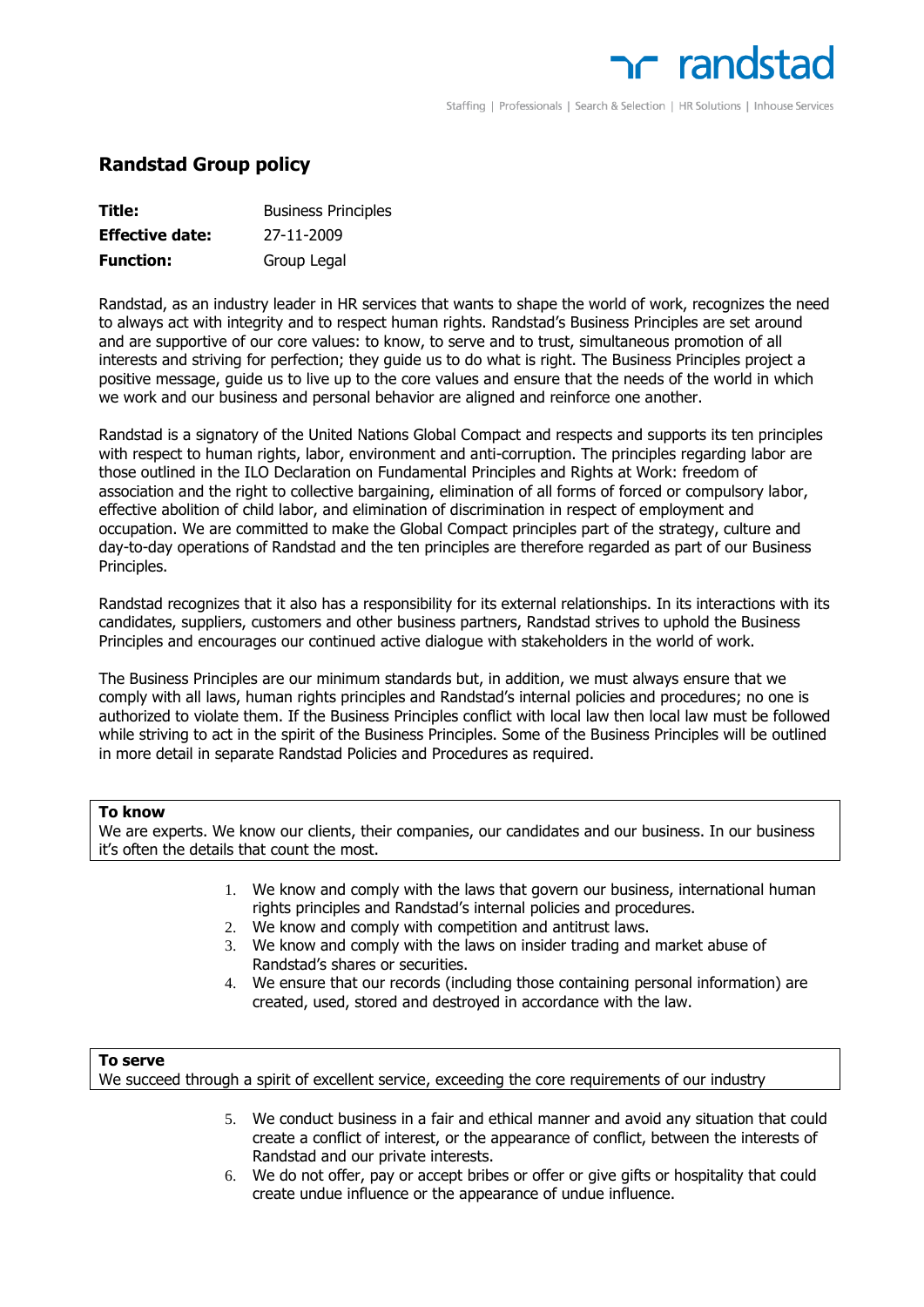# Randstad Group policy

| | |
|---|---|
| **Title:** | Business Principles |
| **Effective date:** | 27-11-2009 |
| **Function:** | Group Legal |

Randstad, as an industry leader in HR services that wants to shape the world of work, recognizes the need to always act with integrity and to respect human rights. Randstad's Business Principles are set around and are supportive of our core values: to know, to serve and to trust, simultaneous promotion of all interests and striving for perfection; they guide us to do what is right. The Business Principles project a positive message, guide us to live up to the core values and ensure that the needs of the world in which we work and our business and personal behavior are aligned and reinforce one another.

Randstad is a signatory of the United Nations Global Compact and respects and supports its ten principles with respect to human rights, labor, environment and anti-corruption. The principles regarding labor are those outlined in the ILO Declaration on Fundamental Principles and Rights at Work: freedom of association and the right to collective bargaining, elimination of all forms of forced or compulsory labor, effective abolition of child labor, and elimination of discrimination in respect of employment and occupation. We are committed to make the Global Compact principles part of the strategy, culture and day-to-day operations of Randstad and the ten principles are therefore regarded as part of our Business Principles.

Randstad recognizes that it also has a responsibility for its external relationships. In its interactions with its candidates, suppliers, customers and other business partners, Randstad strives to uphold the Business Principles and encourages our continued active dialogue with stakeholders in the world of work.

The Business Principles are our minimum standards but, in addition, we must always ensure that we comply with all laws, human rights principles and Randstad's internal policies and procedures; no one is authorized to violate them. If the Business Principles conflict with local law then local law must be followed while striving to act in the spirit of the Business Principles. Some of the Business Principles will be outlined in more detail in separate Randstad Policies and Procedures as required.

## To know

We are experts. We know our clients, their companies, our candidates and our business. In our business it's often the details that count the most.

1. We know and comply with the laws that govern our business, international human rights principles and Randstad's internal policies and procedures.
2. We know and comply with competition and antitrust laws.
3. We know and comply with the laws on insider trading and market abuse of Randstad's shares or securities.
4. We ensure that our records (including those containing personal information) are created, used, stored and destroyed in accordance with the law.

## To serve

We succeed through a spirit of excellent service, exceeding the core requirements of our industry

5. We conduct business in a fair and ethical manner and avoid any situation that could create a conflict of interest, or the appearance of conflict, between the interests of Randstad and our private interests.
6. We do not offer, pay or accept bribes or offer or give gifts or hospitality that could create undue influence or the appearance of undue influence.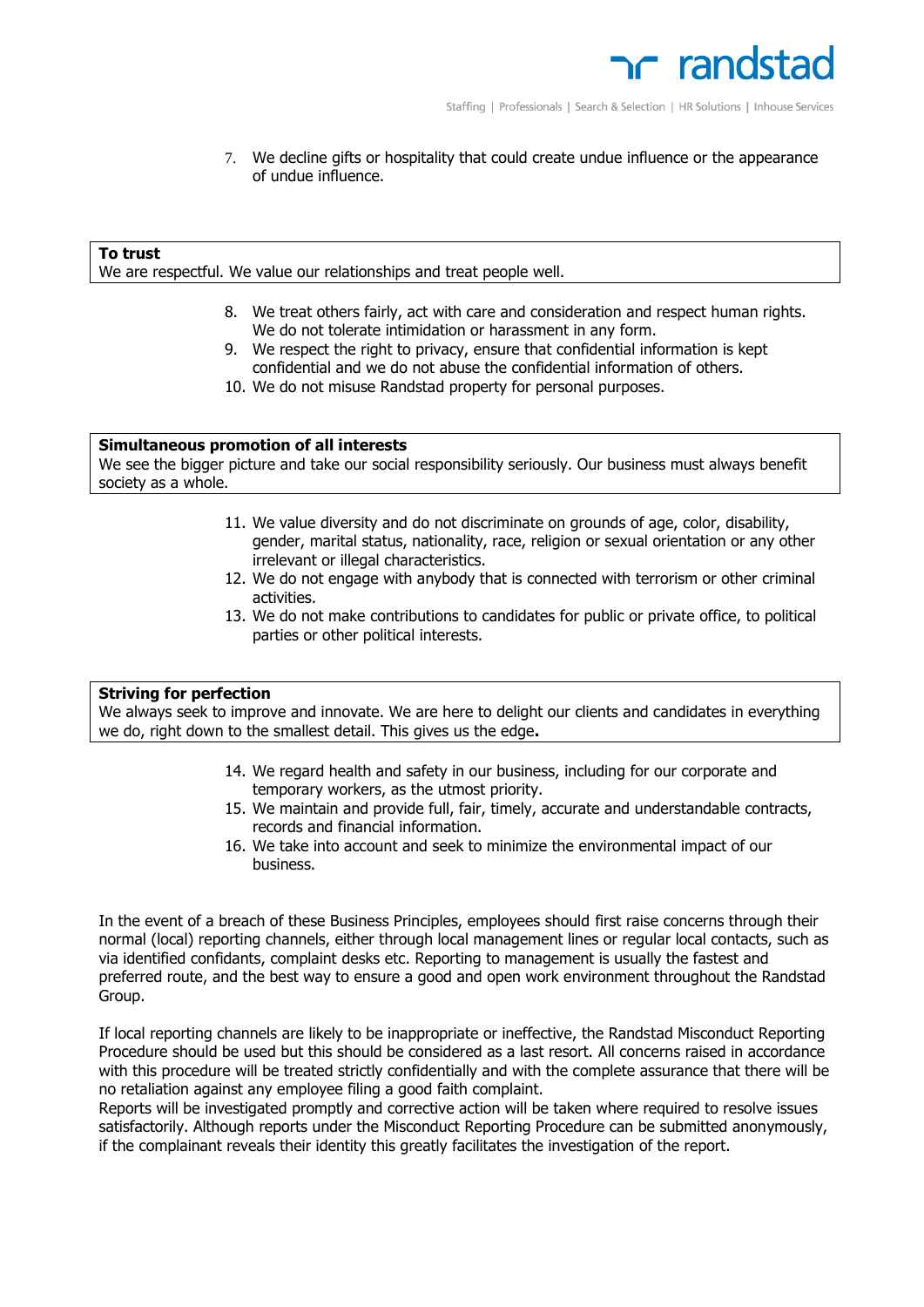7. We decline gifts or hospitality that could create undue influence or the appearance of undue influence.

**To trust**
We are respectful. We value our relationships and treat people well.

8. We treat others fairly, act with care and consideration and respect human rights. We do not tolerate intimidation or harassment in any form.
9. We respect the right to privacy, ensure that confidential information is kept confidential and we do not abuse the confidential information of others.
10. We do not misuse Randstad property for personal purposes.

**Simultaneous promotion of all interests**
We see the bigger picture and take our social responsibility seriously. Our business must always benefit society as a whole.

11. We value diversity and do not discriminate on grounds of age, color, disability, gender, marital status, nationality, race, religion or sexual orientation or any other irrelevant or illegal characteristics.
12. We do not engage with anybody that is connected with terrorism or other criminal activities.
13. We do not make contributions to candidates for public or private office, to political parties or other political interests.

**Striving for perfection**
We always seek to improve and innovate. We are here to delight our clients and candidates in everything we do, right down to the smallest detail. This gives us the edge**.**

14. We regard health and safety in our business, including for our corporate and temporary workers, as the utmost priority.
15. We maintain and provide full, fair, timely, accurate and understandable contracts, records and financial information.
16. We take into account and seek to minimize the environmental impact of our business.

In the event of a breach of these Business Principles, employees should first raise concerns through their normal (local) reporting channels, either through local management lines or regular local contacts, such as via identified confidants, complaint desks etc. Reporting to management is usually the fastest and preferred route, and the best way to ensure a good and open work environment throughout the Randstad Group.

If local reporting channels are likely to be inappropriate or ineffective, the Randstad Misconduct Reporting Procedure should be used but this should be considered as a last resort. All concerns raised in accordance with this procedure will be treated strictly confidentially and with the complete assurance that there will be no retaliation against any employee filing a good faith complaint.
Reports will be investigated promptly and corrective action will be taken where required to resolve issues satisfactorily. Although reports under the Misconduct Reporting Procedure can be submitted anonymously, if the complainant reveals their identity this greatly facilitates the investigation of the report.